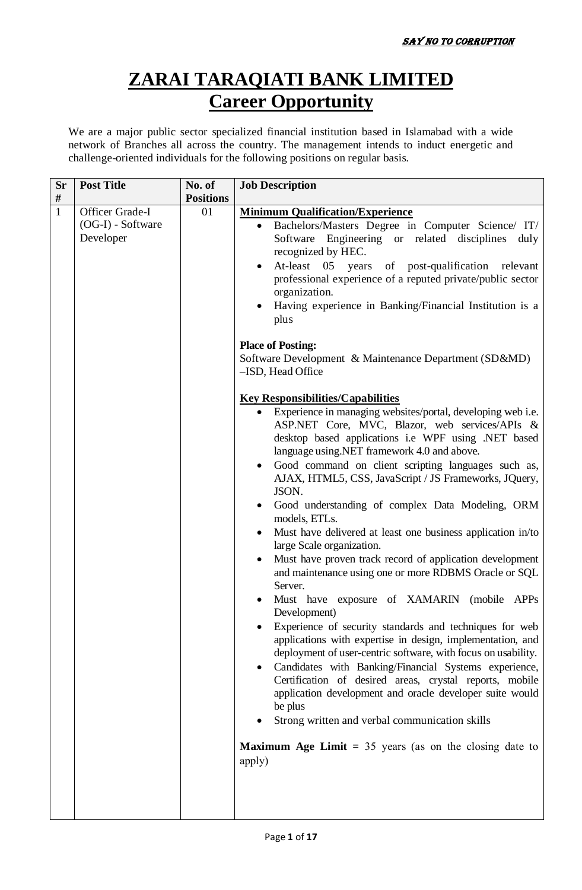*SAY NO TO CORRUPTION*

# ZARAI TARAQIATI BANK LIMITED
## Career Opportunity

We are a major public sector specialized financial institution based in Islamabad with a wide network of Branches all across the country. The management intends to induct energetic and challenge-oriented individuals for the following positions on regular basis.

| Sr # | Post Title | No. of Positions | Job Description |
|---|---|---|---|
| 1 | Officer Grade-I (OG-I) - Software Developer | 01 | **Minimum Qualification/Experience**<br>• Bachelors/Masters Degree in Computer Science/ IT/ Software Engineering or related disciplines duly recognized by HEC.<br>• At-least 05 years of post-qualification relevant professional experience of a reputed private/public sector organization.<br>• Having experience in Banking/Financial Institution is a plus<br><br>**Place of Posting:**<br>Software Development & Maintenance Department (SD&MD) –ISD, Head Office<br><br>**Key Responsibilities/Capabilities**<br>• Experience in managing websites/portal, developing web i.e. ASP.NET Core, MVC, Blazor, web services/APIs & desktop based applications i.e WPF using .NET based language using.NET framework 4.0 and above.<br>• Good command on client scripting languages such as, AJAX, HTML5, CSS, JavaScript / JS Frameworks, JQuery, JSON.<br>• Good understanding of complex Data Modeling, ORM models, ETLs.<br>• Must have delivered at least one business application in/to large Scale organization.<br>• Must have proven track record of application development and maintenance using one or more RDBMS Oracle or SQL Server.<br>• Must have exposure of XAMARIN (mobile APPs Development)<br>• Experience of security standards and techniques for web applications with expertise in design, implementation, and deployment of user-centric software, with focus on usability.<br>• Candidates with Banking/Financial Systems experience, Certification of desired areas, crystal reports, mobile application development and oracle developer suite would be plus<br>• Strong written and verbal communication skills<br><br>**Maximum Age Limit =** 35 years (as on the closing date to apply) |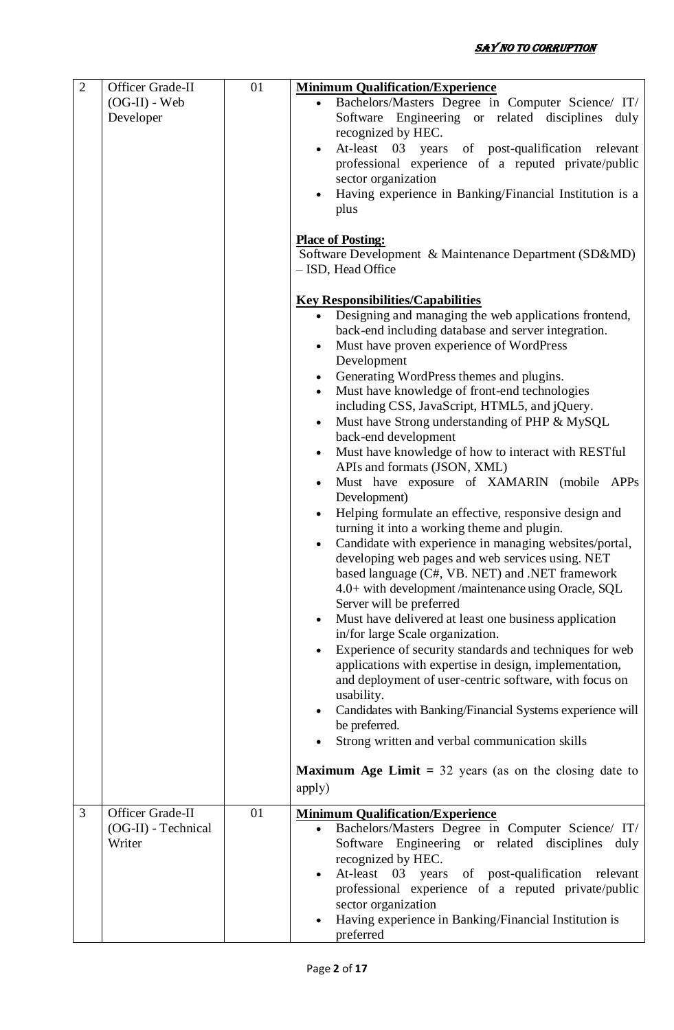| 2 | Officer Grade-II (OG-II) - Web Developer | 01 | **Minimum Qualification/Experience**<br>• Bachelors/Masters Degree in Computer Science/ IT/ Software Engineering or related disciplines duly recognized by HEC.<br>• At-least 03 years of post-qualification relevant professional experience of a reputed private/public sector organization<br>• Having experience in Banking/Financial Institution is a plus<br><br>**Place of Posting:**<br>Software Development & Maintenance Department (SD&MD) – ISD, Head Office<br><br>**Key Responsibilities/Capabilities**<br>• Designing and managing the web applications frontend, back-end including database and server integration.<br>• Must have proven experience of WordPress Development<br>• Generating WordPress themes and plugins.<br>• Must have knowledge of front-end technologies including CSS, JavaScript, HTML5, and jQuery.<br>• Must have Strong understanding of PHP & MySQL back-end development<br>• Must have knowledge of how to interact with RESTful APIs and formats (JSON, XML)<br>• Must have exposure of XAMARIN (mobile APPs Development)<br>• Helping formulate an effective, responsive design and turning it into a working theme and plugin.<br>• Candidate with experience in managing websites/portal, developing web pages and web services using. NET based language (C#, VB. NET) and .NET framework 4.0+ with development /maintenance using Oracle, SQL Server will be preferred<br>• Must have delivered at least one business application in/for large Scale organization.<br>• Experience of security standards and techniques for web applications with expertise in design, implementation, and deployment of user-centric software, with focus on usability.<br>• Candidates with Banking/Financial Systems experience will be preferred.<br>• Strong written and verbal communication skills<br><br>**Maximum Age Limit =** 32 years (as on the closing date to apply) |
|---|---|---|---|
| 3 | Officer Grade-II (OG-II) - Technical Writer | 01 | **Minimum Qualification/Experience**<br>• Bachelors/Masters Degree in Computer Science/ IT/ Software Engineering or related disciplines duly recognized by HEC.<br>• At-least 03 years of post-qualification relevant professional experience of a reputed private/public sector organization<br>• Having experience in Banking/Financial Institution is preferred |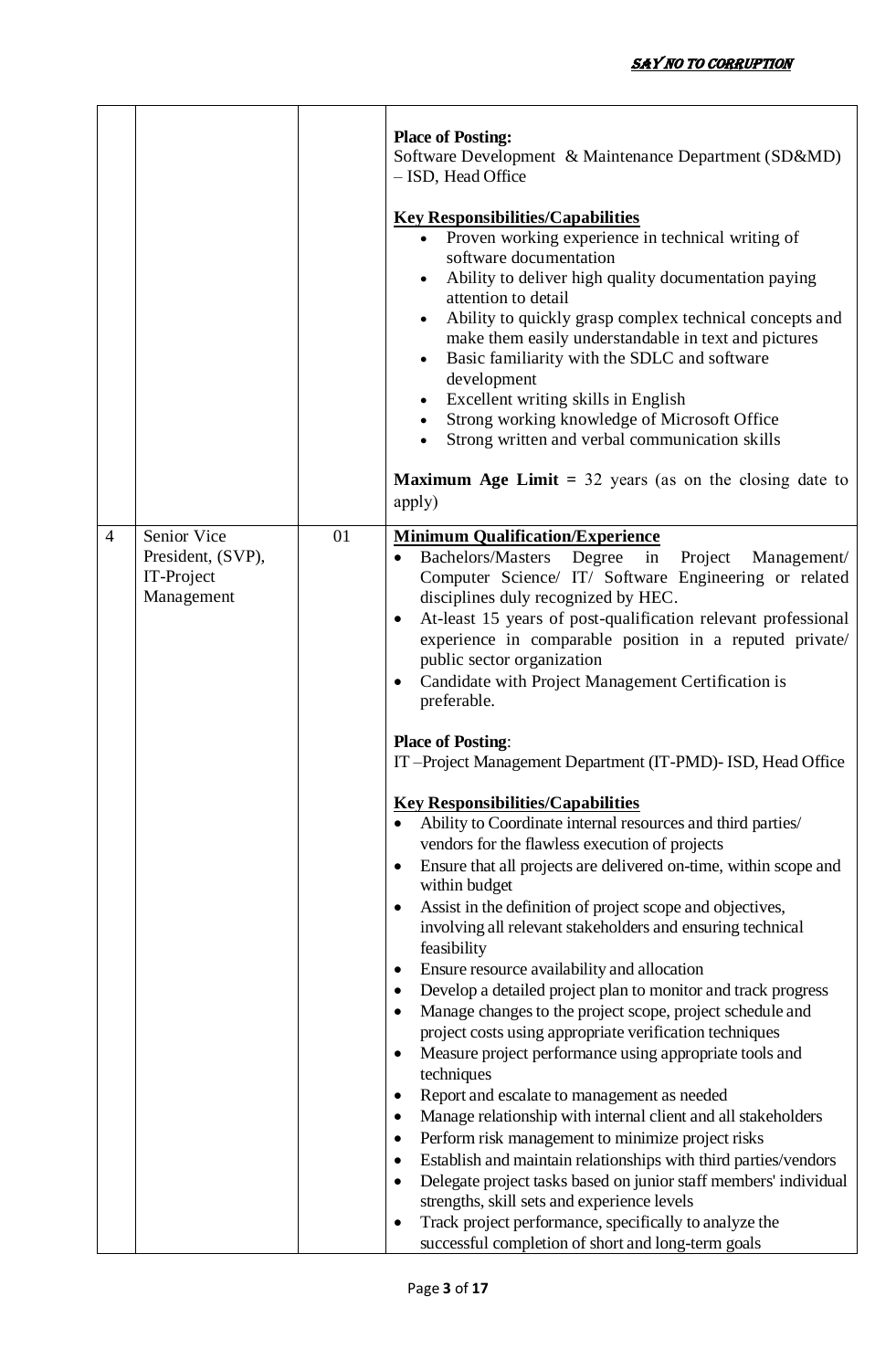| | | | |
|---|---|---|---|
| | | | **Place of Posting:**<br>Software Development & Maintenance Department (SD&MD) – ISD, Head Office<br><br>**Key Responsibilities/Capabilities**<br>• Proven working experience in technical writing of software documentation<br>• Ability to deliver high quality documentation paying attention to detail<br>• Ability to quickly grasp complex technical concepts and make them easily understandable in text and pictures<br>• Basic familiarity with the SDLC and software development<br>• Excellent writing skills in English<br>• Strong working knowledge of Microsoft Office<br>• Strong written and verbal communication skills<br><br>**Maximum Age Limit =** 32 years (as on the closing date to apply) |
| 4 | Senior Vice President, (SVP), IT-Project Management | 01 | **Minimum Qualification/Experience**<br>• Bachelors/Masters Degree in Project Management/ Computer Science/ IT/ Software Engineering or related disciplines duly recognized by HEC.<br>• At-least 15 years of post-qualification relevant professional experience in comparable position in a reputed private/ public sector organization<br>• Candidate with Project Management Certification is preferable.<br><br>**Place of Posting**:<br>IT –Project Management Department (IT-PMD)- ISD, Head Office<br><br>**Key Responsibilities/Capabilities**<br>• Ability to Coordinate internal resources and third parties/ vendors for the flawless execution of projects<br>• Ensure that all projects are delivered on-time, within scope and within budget<br>• Assist in the definition of project scope and objectives, involving all relevant stakeholders and ensuring technical feasibility<br>• Ensure resource availability and allocation<br>• Develop a detailed project plan to monitor and track progress<br>• Manage changes to the project scope, project schedule and project costs using appropriate verification techniques<br>• Measure project performance using appropriate tools and techniques<br>• Report and escalate to management as needed<br>• Manage relationship with internal client and all stakeholders<br>• Perform risk management to minimize project risks<br>• Establish and maintain relationships with third parties/vendors<br>• Delegate project tasks based on junior staff members' individual strengths, skill sets and experience levels<br>• Track project performance, specifically to analyze the successful completion of short and long-term goals |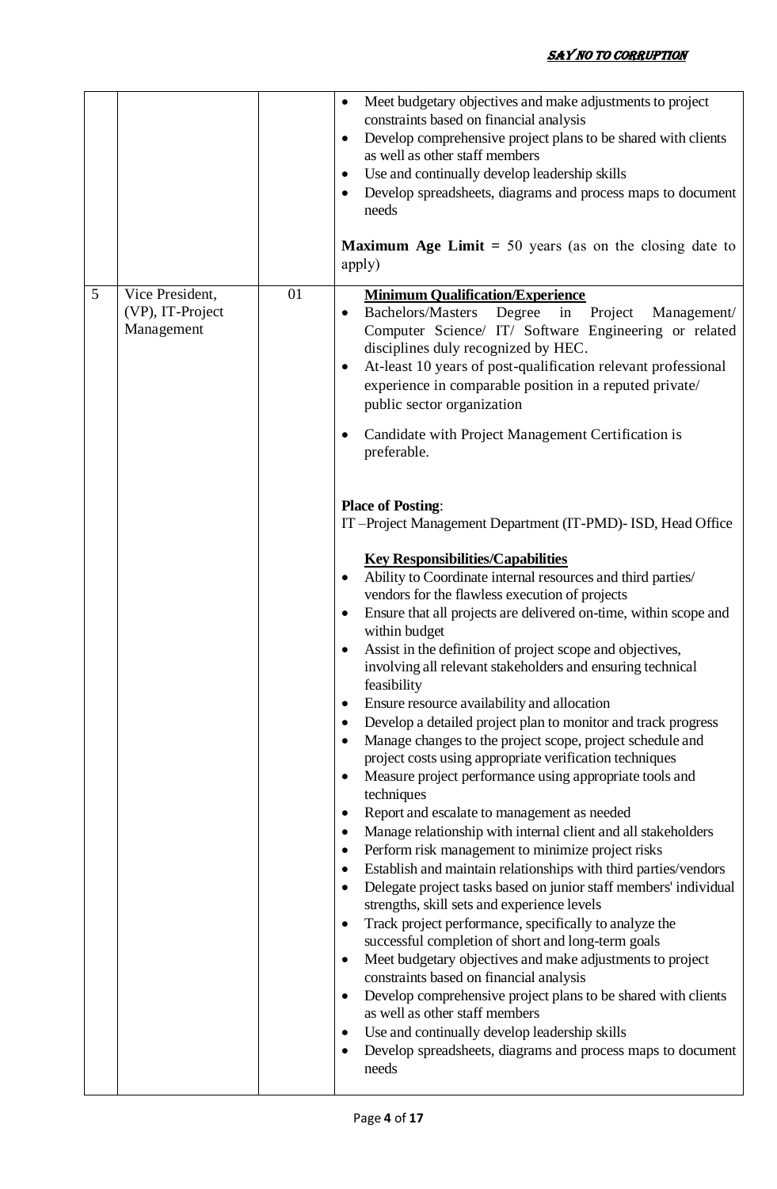| | | | |
|---|---|---|---|
| | | | • Meet budgetary objectives and make adjustments to project constraints based on financial analysis<br>• Develop comprehensive project plans to be shared with clients as well as other staff members<br>• Use and continually develop leadership skills<br>• Develop spreadsheets, diagrams and process maps to document needs<br><br>**Maximum Age Limit =** 50 years (as on the closing date to apply) |
| 5 | Vice President, (VP), IT-Project Management | 01 | **Minimum Qualification/Experience**<br>• Bachelors/Masters Degree in Project Management/ Computer Science/ IT/ Software Engineering or related disciplines duly recognized by HEC.<br>• At-least 10 years of post-qualification relevant professional experience in comparable position in a reputed private/ public sector organization<br>• Candidate with Project Management Certification is preferable.<br><br>**Place of Posting**:<br>IT –Project Management Department (IT-PMD)- ISD, Head Office<br><br>**Key Responsibilities/Capabilities**<br>• Ability to Coordinate internal resources and third parties/ vendors for the flawless execution of projects<br>• Ensure that all projects are delivered on-time, within scope and within budget<br>• Assist in the definition of project scope and objectives, involving all relevant stakeholders and ensuring technical feasibility<br>• Ensure resource availability and allocation<br>• Develop a detailed project plan to monitor and track progress<br>• Manage changes to the project scope, project schedule and project costs using appropriate verification techniques<br>• Measure project performance using appropriate tools and techniques<br>• Report and escalate to management as needed<br>• Manage relationship with internal client and all stakeholders<br>• Perform risk management to minimize project risks<br>• Establish and maintain relationships with third parties/vendors<br>• Delegate project tasks based on junior staff members' individual strengths, skill sets and experience levels<br>• Track project performance, specifically to analyze the successful completion of short and long-term goals<br>• Meet budgetary objectives and make adjustments to project constraints based on financial analysis<br>• Develop comprehensive project plans to be shared with clients as well as other staff members<br>• Use and continually develop leadership skills<br>• Develop spreadsheets, diagrams and process maps to document needs |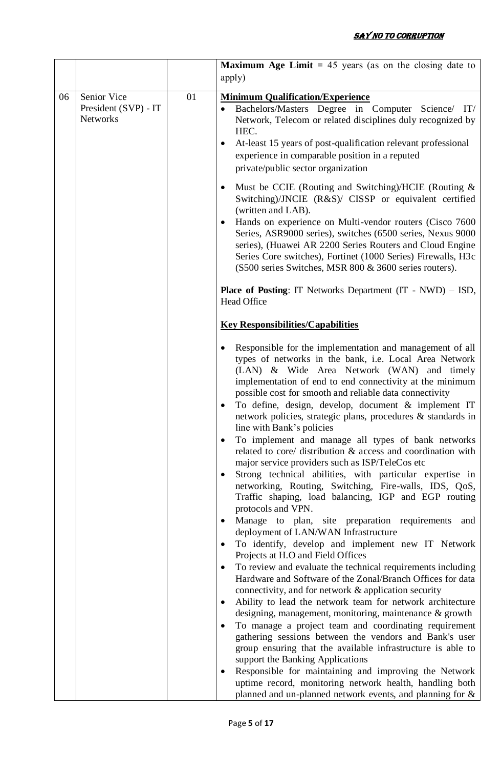| | | | |
|---|---|---|---|
| | | | **Maximum Age Limit =** 45 years (as on the closing date to apply) |
| 06 | Senior Vice President (SVP) - IT Networks | 01 | **<u>Minimum Qualification/Experience</u>**<br>• Bachelors/Masters Degree in Computer Science/ IT/ Network, Telecom or related disciplines duly recognized by HEC.<br>• At-least 15 years of post-qualification relevant professional experience in comparable position in a reputed private/public sector organization<br>• Must be CCIE (Routing and Switching)/HCIE (Routing & Switching)/JNCIE (R&S)/ CISSP or equivalent certified (written and LAB).<br>• Hands on experience on Multi-vendor routers (Cisco 7600 Series, ASR9000 series), switches (6500 series, Nexus 9000 series), (Huawei AR 2200 Series Routers and Cloud Engine Series Core switches), Fortinet (1000 Series) Firewalls, H3c (S500 series Switches, MSR 800 & 3600 series routers).<br><br>**Place of Posting**: IT Networks Department (IT - NWD) – ISD, Head Office<br><br>**<u>Key Responsibilities/Capabilities</u>**<br>• Responsible for the implementation and management of all types of networks in the bank, i.e. Local Area Network (LAN) & Wide Area Network (WAN) and timely implementation of end to end connectivity at the minimum possible cost for smooth and reliable data connectivity<br>• To define, design, develop, document & implement IT network policies, strategic plans, procedures & standards in line with Bank's policies<br>• To implement and manage all types of bank networks related to core/ distribution & access and coordination with major service providers such as ISP/TeleCos etc<br>• Strong technical abilities, with particular expertise in networking, Routing, Switching, Fire-walls, IDS, QoS, Traffic shaping, load balancing, IGP and EGP routing protocols and VPN.<br>• Manage to plan, site preparation requirements and deployment of LAN/WAN Infrastructure<br>• To identify, develop and implement new IT Network Projects at H.O and Field Offices<br>• To review and evaluate the technical requirements including Hardware and Software of the Zonal/Branch Offices for data connectivity, and for network & application security<br>• Ability to lead the network team for network architecture designing, management, monitoring, maintenance & growth<br>• To manage a project team and coordinating requirement gathering sessions between the vendors and Bank's user group ensuring that the available infrastructure is able to support the Banking Applications<br>• Responsible for maintaining and improving the Network uptime record, monitoring network health, handling both planned and un-planned network events, and planning for & |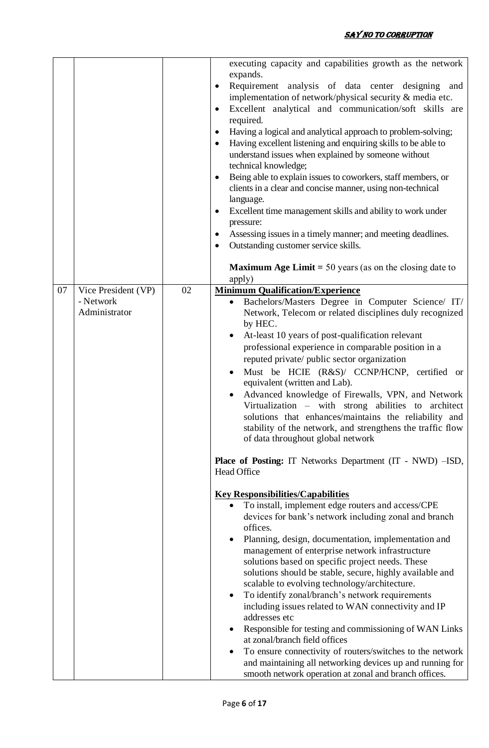| | | | |
|---|---|---|---|
| | | | executing capacity and capabilities growth as the network expands.<br>• Requirement analysis of data center designing and implementation of network/physical security & media etc.<br>• Excellent analytical and communication/soft skills are required.<br>• Having a logical and analytical approach to problem-solving;<br>• Having excellent listening and enquiring skills to be able to understand issues when explained by someone without technical knowledge;<br>• Being able to explain issues to coworkers, staff members, or clients in a clear and concise manner, using non-technical language.<br>• Excellent time management skills and ability to work under pressure:<br>• Assessing issues in a timely manner; and meeting deadlines.<br>• Outstanding customer service skills.<br><br>**Maximum Age Limit =** 50 years (as on the closing date to apply) |
| 07 | Vice President (VP) - Network Administrator | 02 | **Minimum Qualification/Experience**<br>• Bachelors/Masters Degree in Computer Science/ IT/ Network, Telecom or related disciplines duly recognized by HEC.<br>• At-least 10 years of post-qualification relevant professional experience in comparable position in a reputed private/ public sector organization<br>• Must be HCIE (R&S)/ CCNP/HCNP, certified or equivalent (written and Lab).<br>• Advanced knowledge of Firewalls, VPN, and Network Virtualization – with strong abilities to architect solutions that enhances/maintains the reliability and stability of the network, and strengthens the traffic flow of data throughout global network<br><br>**Place of Posting:** IT Networks Department (IT - NWD) –ISD, Head Office<br><br>**Key Responsibilities/Capabilities**<br>• To install, implement edge routers and access/CPE devices for bank's network including zonal and branch offices.<br>• Planning, design, documentation, implementation and management of enterprise network infrastructure solutions based on specific project needs. These solutions should be stable, secure, highly available and scalable to evolving technology/architecture.<br>• To identify zonal/branch's network requirements including issues related to WAN connectivity and IP addresses etc<br>• Responsible for testing and commissioning of WAN Links at zonal/branch field offices<br>• To ensure connectivity of routers/switches to the network and maintaining all networking devices up and running for smooth network operation at zonal and branch offices. |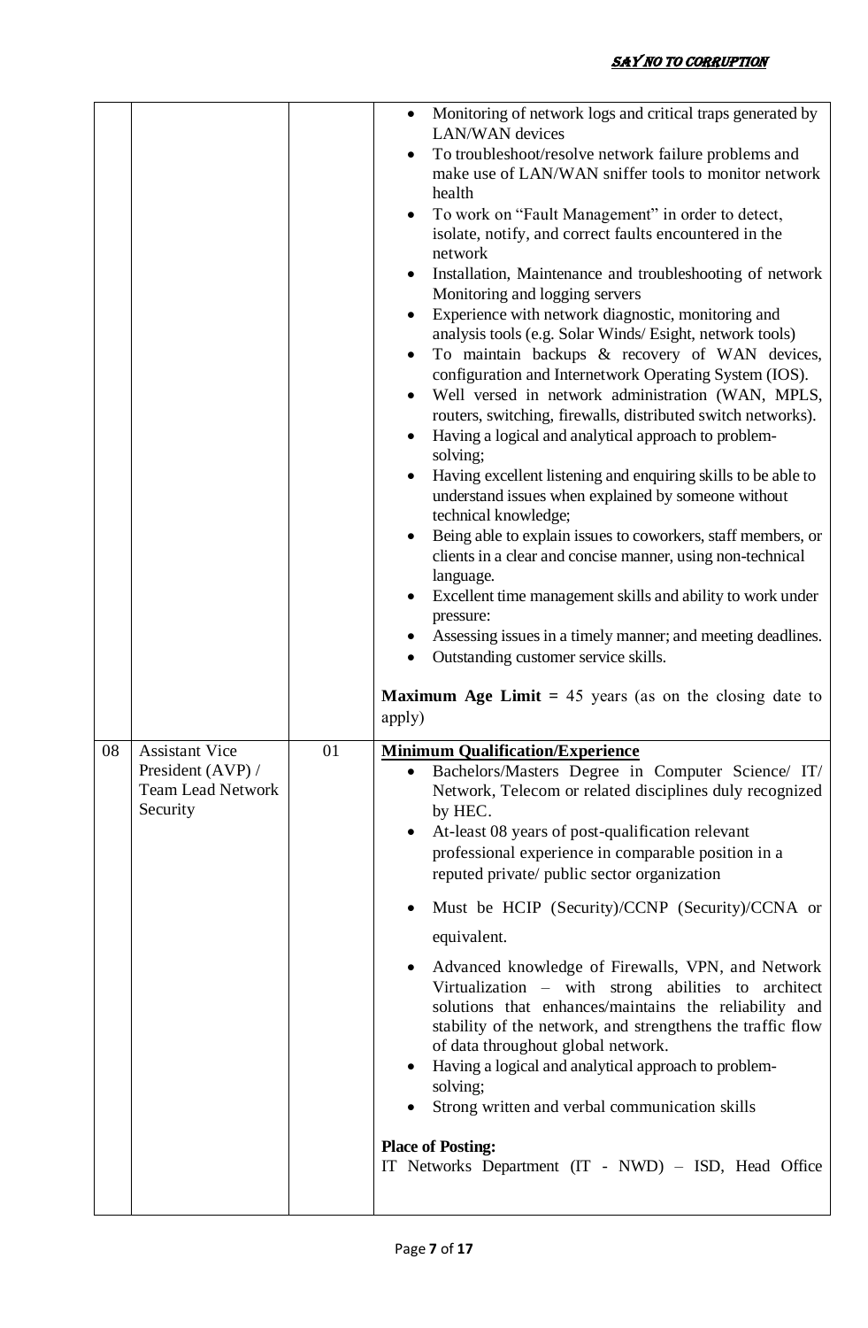| | | | |
|---|---|---|---|
| | | | <ul><li>Monitoring of network logs and critical traps generated by LAN/WAN devices</li><li>To troubleshoot/resolve network failure problems and make use of LAN/WAN sniffer tools to monitor network health</li><li>To work on "Fault Management" in order to detect, isolate, notify, and correct faults encountered in the network</li><li>Installation, Maintenance and troubleshooting of network Monitoring and logging servers</li><li>Experience with network diagnostic, monitoring and analysis tools (e.g. Solar Winds/ Esight, network tools)</li><li>To maintain backups & recovery of WAN devices, configuration and Internetwork Operating System (IOS).</li><li>Well versed in network administration (WAN, MPLS, routers, switching, firewalls, distributed switch networks).</li><li>Having a logical and analytical approach to problem-solving;</li><li>Having excellent listening and enquiring skills to be able to understand issues when explained by someone without technical knowledge;</li><li>Being able to explain issues to coworkers, staff members, or clients in a clear and concise manner, using non-technical language.</li><li>Excellent time management skills and ability to work under pressure:</li><li>Assessing issues in a timely manner; and meeting deadlines.</li><li>Outstanding customer service skills.</li></ul>**Maximum Age Limit =** 45 years (as on the closing date to apply) |
| 08 | Assistant Vice President (AVP) / Team Lead Network Security | 01 | **Minimum Qualification/Experience**<ul><li>Bachelors/Masters Degree in Computer Science/ IT/ Network, Telecom or related disciplines duly recognized by HEC.</li><li>At-least 08 years of post-qualification relevant professional experience in comparable position in a reputed private/ public sector organization</li><li>Must be HCIP (Security)/CCNP (Security)/CCNA or equivalent.</li><li>Advanced knowledge of Firewalls, VPN, and Network Virtualization – with strong abilities to architect solutions that enhances/maintains the reliability and stability of the network, and strengthens the traffic flow of data throughout global network.</li><li>Having a logical and analytical approach to problem-solving;</li><li>Strong written and verbal communication skills</li></ul>**Place of Posting:**<br>IT Networks Department (IT - NWD) – ISD, Head Office |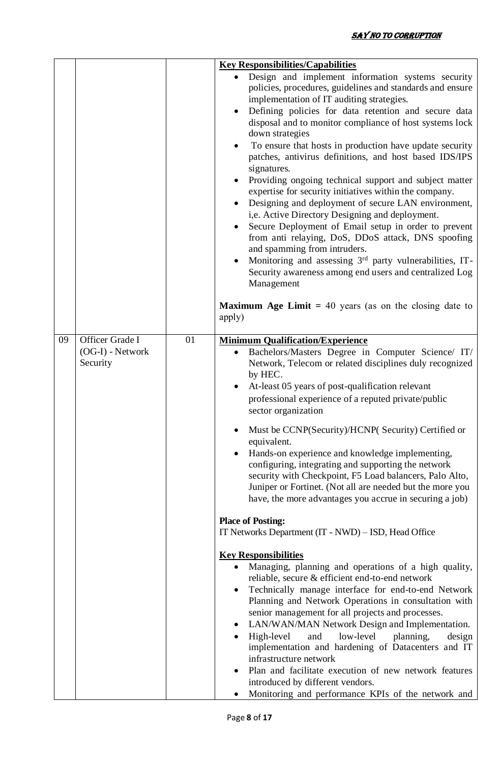| | | | |
|---|---|---|---|
| | | | **Key Responsibilities/Capabilities**<br>• Design and implement information systems security policies, procedures, guidelines and standards and ensure implementation of IT auditing strategies.<br>• Defining policies for data retention and secure data disposal and to monitor compliance of host systems lock down strategies<br>• To ensure that hosts in production have update security patches, antivirus definitions, and host based IDS/IPS signatures.<br>• Providing ongoing technical support and subject matter expertise for security initiatives within the company.<br>• Designing and deployment of secure LAN environment, i,e. Active Directory Designing and deployment.<br>• Secure Deployment of Email setup in order to prevent from anti relaying, DoS, DDoS attack, DNS spoofing and spamming from intruders.<br>• Monitoring and assessing 3rd party vulnerabilities, IT-Security awareness among end users and centralized Log Management<br><br>**Maximum Age Limit =** 40 years (as on the closing date to apply) |
| 09 | Officer Grade I (OG-I) - Network Security | 01 | **Minimum Qualification/Experience**<br>• Bachelors/Masters Degree in Computer Science/ IT/ Network, Telecom or related disciplines duly recognized by HEC.<br>• At-least 05 years of post-qualification relevant professional experience of a reputed private/public sector organization<br>• Must be CCNP(Security)/HCNP( Security) Certified or equivalent.<br>• Hands-on experience and knowledge implementing, configuring, integrating and supporting the network security with Checkpoint, F5 Load balancers, Palo Alto, Juniper or Fortinet. (Not all are needed but the more you have, the more advantages you accrue in securing a job)<br><br>**Place of Posting:**<br>IT Networks Department (IT - NWD) – ISD, Head Office<br><br>**Key Responsibilities**<br>• Managing, planning and operations of a high quality, reliable, secure & efficient end-to-end network<br>• Technically manage interface for end-to-end Network Planning and Network Operations in consultation with senior management for all projects and processes.<br>• LAN/WAN/MAN Network Design and Implementation.<br>• High-level and low-level planning, design implementation and hardening of Datacenters and IT infrastructure network<br>• Plan and facilitate execution of new network features introduced by different vendors.<br>• Monitoring and performance KPIs of the network and |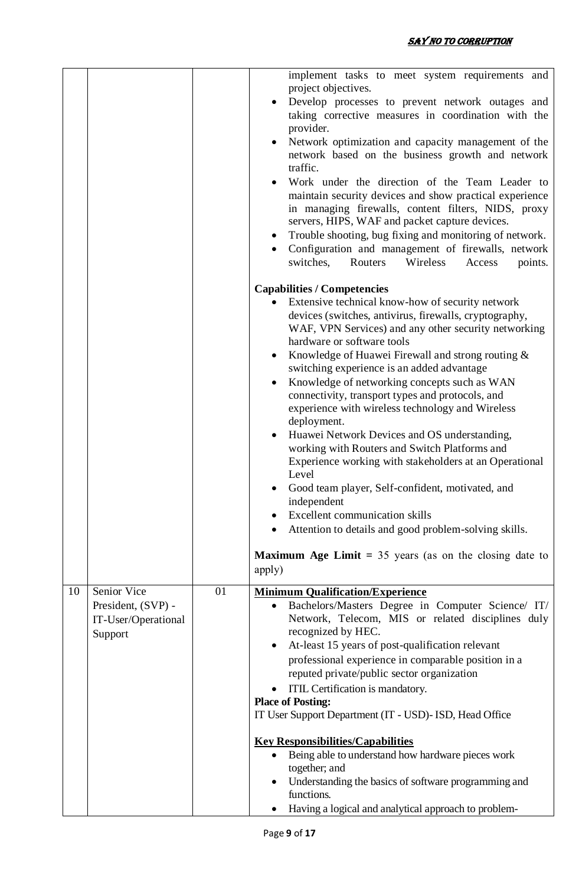| | | | |
|---|---|---|---|
| | | | implement tasks to meet system requirements and project objectives.<br>• Develop processes to prevent network outages and taking corrective measures in coordination with the provider.<br>• Network optimization and capacity management of the network based on the business growth and network traffic.<br>• Work under the direction of the Team Leader to maintain security devices and show practical experience in managing firewalls, content filters, NIDS, proxy servers, HIPS, WAF and packet capture devices.<br>• Trouble shooting, bug fixing and monitoring of network.<br>• Configuration and management of firewalls, network switches, Routers Wireless Access points.<br><br>**Capabilities / Competencies**<br>• Extensive technical know-how of security network devices (switches, antivirus, firewalls, cryptography, WAF, VPN Services) and any other security networking hardware or software tools<br>• Knowledge of Huawei Firewall and strong routing & switching experience is an added advantage<br>• Knowledge of networking concepts such as WAN connectivity, transport types and protocols, and experience with wireless technology and Wireless deployment.<br>• Huawei Network Devices and OS understanding, working with Routers and Switch Platforms and Experience working with stakeholders at an Operational Level<br>• Good team player, Self-confident, motivated, and independent<br>• Excellent communication skills<br>• Attention to details and good problem-solving skills.<br><br>**Maximum Age Limit =** 35 years (as on the closing date to apply) |
| 10 | Senior Vice President, (SVP) - IT-User/Operational Support | 01 | **Minimum Qualification/Experience**<br>• Bachelors/Masters Degree in Computer Science/ IT/ Network, Telecom, MIS or related disciplines duly recognized by HEC.<br>• At-least 15 years of post-qualification relevant professional experience in comparable position in a reputed private/public sector organization<br>• ITIL Certification is mandatory.<br>**Place of Posting:**<br>IT User Support Department (IT - USD)- ISD, Head Office<br><br>**Key Responsibilities/Capabilities**<br>• Being able to understand how hardware pieces work together; and<br>• Understanding the basics of software programming and functions.<br>• Having a logical and analytical approach to problem- |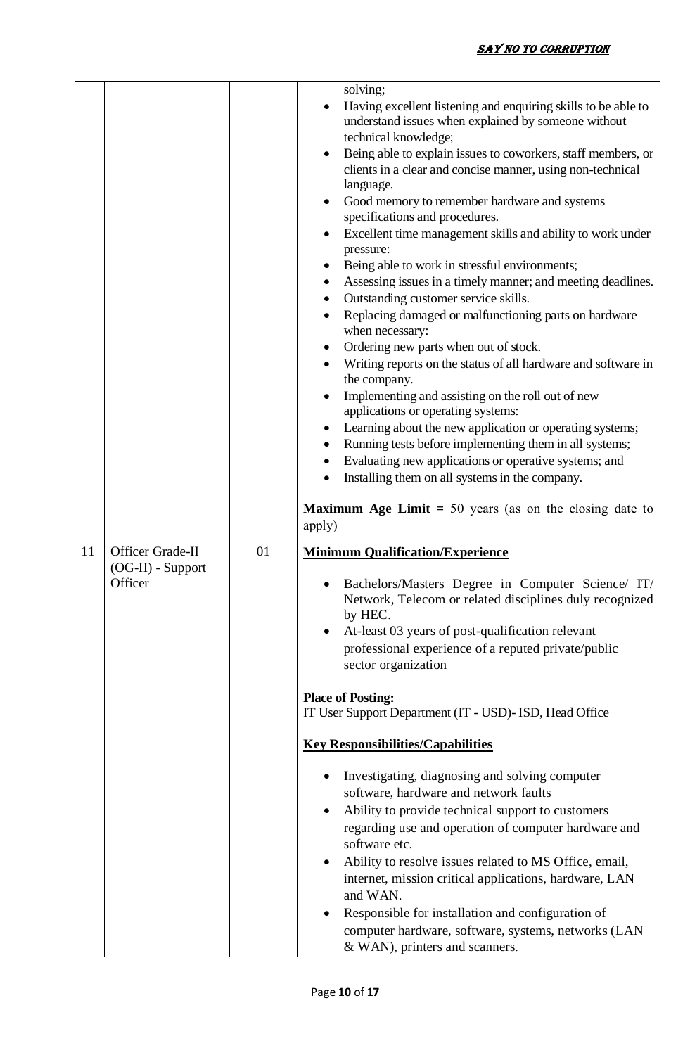| | | | |
|---|---|---|---|
| | | | solving;<br>• Having excellent listening and enquiring skills to be able to understand issues when explained by someone without technical knowledge;<br>• Being able to explain issues to coworkers, staff members, or clients in a clear and concise manner, using non-technical language.<br>• Good memory to remember hardware and systems specifications and procedures.<br>• Excellent time management skills and ability to work under pressure:<br>• Being able to work in stressful environments;<br>• Assessing issues in a timely manner; and meeting deadlines.<br>• Outstanding customer service skills.<br>• Replacing damaged or malfunctioning parts on hardware when necessary:<br>• Ordering new parts when out of stock.<br>• Writing reports on the status of all hardware and software in the company.<br>• Implementing and assisting on the roll out of new applications or operating systems:<br>• Learning about the new application or operating systems;<br>• Running tests before implementing them in all systems;<br>• Evaluating new applications or operative systems; and<br>• Installing them on all systems in the company.<br><br>**Maximum Age Limit =** 50 years (as on the closing date to apply) |
| 11 | Officer Grade-II (OG-II) - Support Officer | 01 | **Minimum Qualification/Experience**<br><br>• Bachelors/Masters Degree in Computer Science/ IT/ Network, Telecom or related disciplines duly recognized by HEC.<br>• At-least 03 years of post-qualification relevant professional experience of a reputed private/public sector organization<br><br>**Place of Posting:**<br>IT User Support Department (IT - USD)- ISD, Head Office<br><br>**Key Responsibilities/Capabilities**<br><br>• Investigating, diagnosing and solving computer software, hardware and network faults<br>• Ability to provide technical support to customers regarding use and operation of computer hardware and software etc.<br>• Ability to resolve issues related to MS Office, email, internet, mission critical applications, hardware, LAN and WAN.<br>• Responsible for installation and configuration of computer hardware, software, systems, networks (LAN & WAN), printers and scanners. |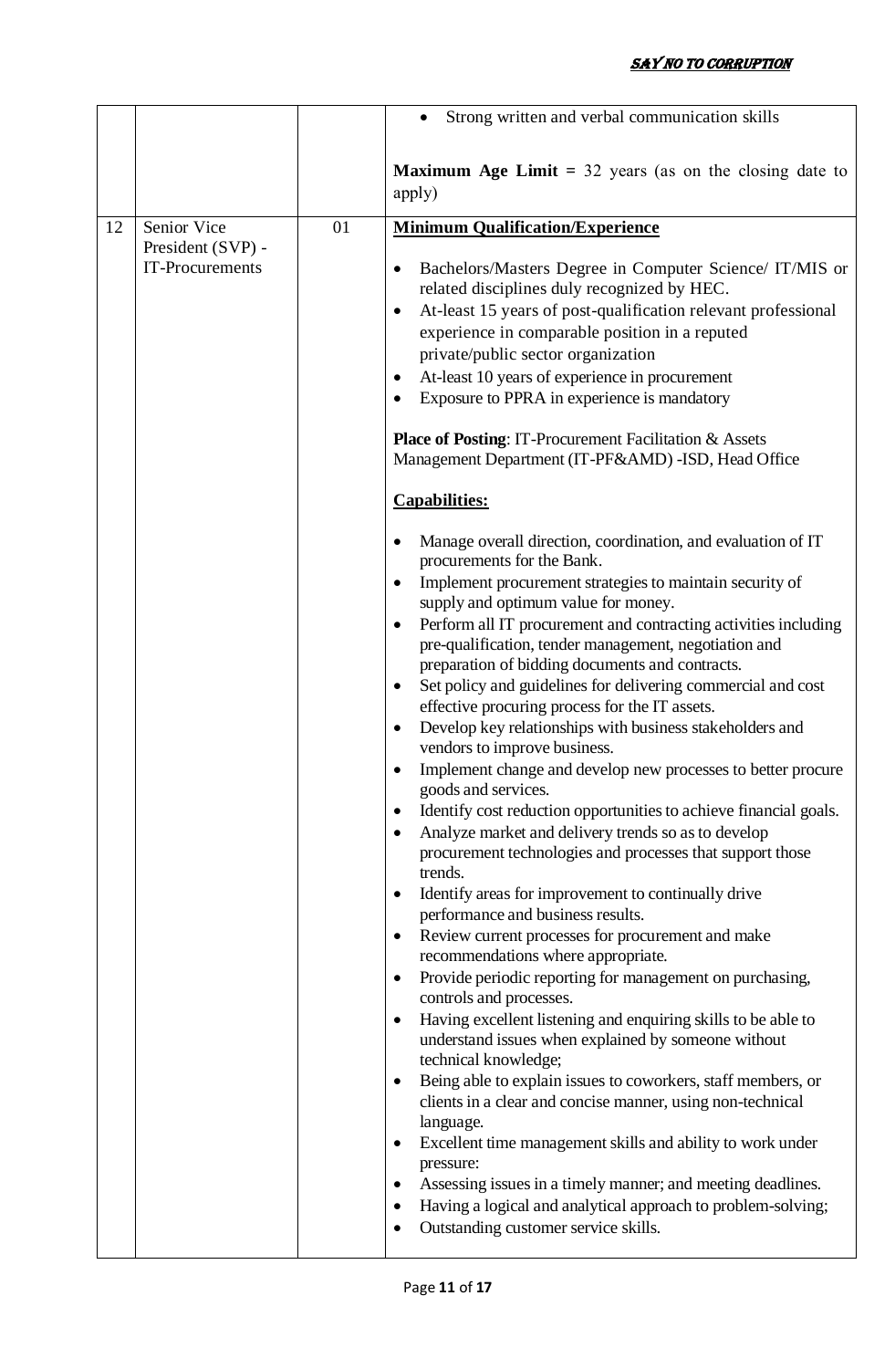***SAY NO TO CORRUPTION***

| | | | |
|---|---|---|---|
| | | | • Strong written and verbal communication skills<br><br>**Maximum Age Limit =** 32 years (as on the closing date to apply) |
| 12 | Senior Vice President (SVP) - IT-Procurements | 01 | **<u>Minimum Qualification/Experience</u>**<br><br>• Bachelors/Masters Degree in Computer Science/ IT/MIS or related disciplines duly recognized by HEC.<br>• At-least 15 years of post-qualification relevant professional experience in comparable position in a reputed private/public sector organization<br>• At-least 10 years of experience in procurement<br>• Exposure to PPRA in experience is mandatory<br><br>**Place of Posting**: IT-Procurement Facilitation & Assets Management Department (IT-PF&AMD) -ISD, Head Office<br><br>**<u>Capabilities:</u>**<br><br>• Manage overall direction, coordination, and evaluation of IT procurements for the Bank.<br>• Implement procurement strategies to maintain security of supply and optimum value for money.<br>• Perform all IT procurement and contracting activities including pre-qualification, tender management, negotiation and preparation of bidding documents and contracts.<br>• Set policy and guidelines for delivering commercial and cost effective procuring process for the IT assets.<br>• Develop key relationships with business stakeholders and vendors to improve business.<br>• Implement change and develop new processes to better procure goods and services.<br>• Identify cost reduction opportunities to achieve financial goals.<br>• Analyze market and delivery trends so as to develop procurement technologies and processes that support those trends.<br>• Identify areas for improvement to continually drive performance and business results.<br>• Review current processes for procurement and make recommendations where appropriate.<br>• Provide periodic reporting for management on purchasing, controls and processes.<br>• Having excellent listening and enquiring skills to be able to understand issues when explained by someone without technical knowledge;<br>• Being able to explain issues to coworkers, staff members, or clients in a clear and concise manner, using non-technical language.<br>• Excellent time management skills and ability to work under pressure:<br>• Assessing issues in a timely manner; and meeting deadlines.<br>• Having a logical and analytical approach to problem-solving;<br>• Outstanding customer service skills. |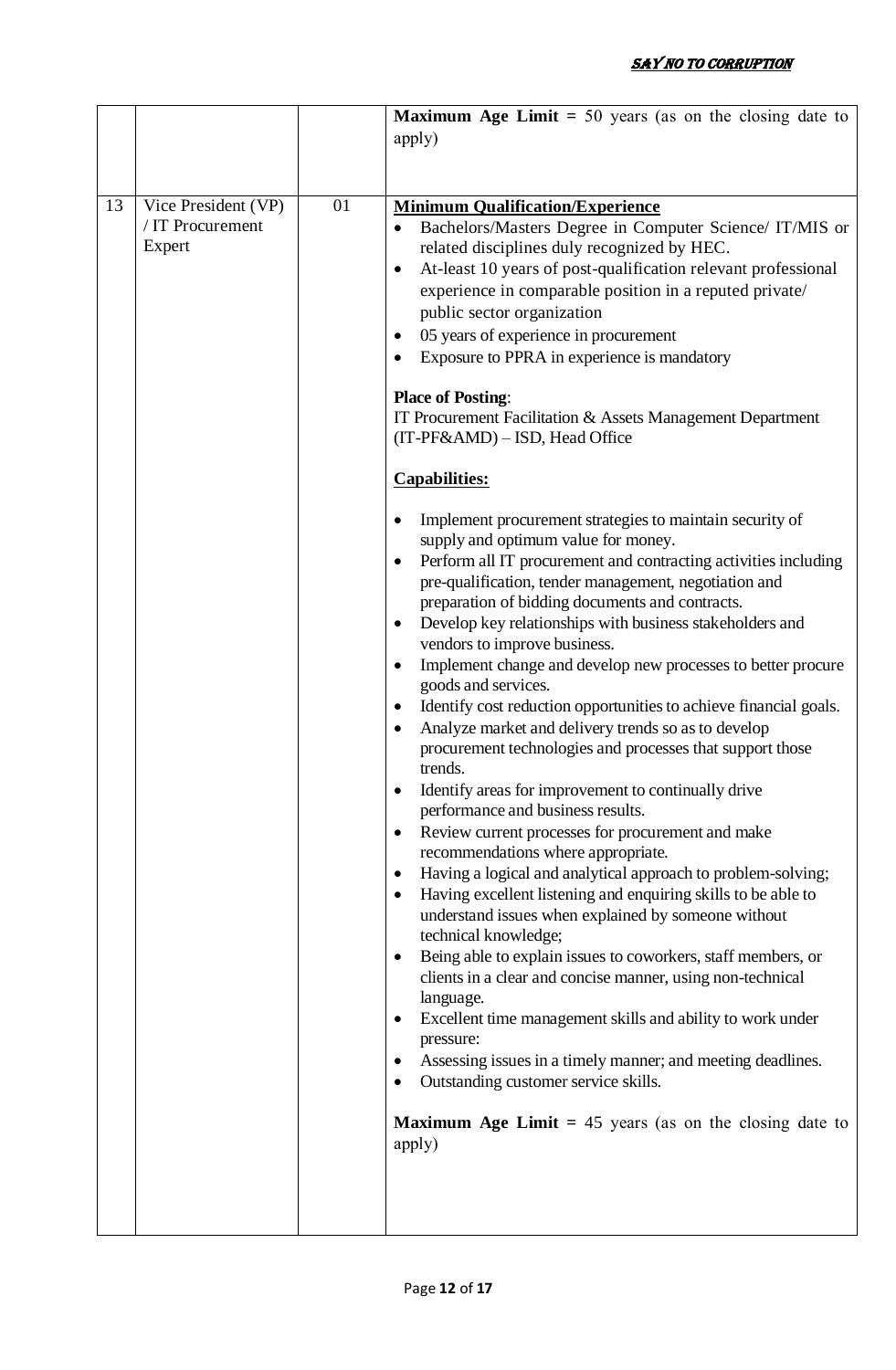| | | | |
|---|---|---|---|
| | | | **Maximum Age Limit =** 50 years (as on the closing date to apply) |
| 13 | Vice President (VP) / IT Procurement Expert | 01 | **Minimum Qualification/Experience**<br>• Bachelors/Masters Degree in Computer Science/ IT/MIS or related disciplines duly recognized by HEC.<br>• At-least 10 years of post-qualification relevant professional experience in comparable position in a reputed private/ public sector organization<br>• 05 years of experience in procurement<br>• Exposure to PPRA in experience is mandatory<br><br>**Place of Posting**:<br>IT Procurement Facilitation & Assets Management Department (IT-PF&AMD) – ISD, Head Office<br><br>**Capabilities:**<br><br>• Implement procurement strategies to maintain security of supply and optimum value for money.<br>• Perform all IT procurement and contracting activities including pre-qualification, tender management, negotiation and preparation of bidding documents and contracts.<br>• Develop key relationships with business stakeholders and vendors to improve business.<br>• Implement change and develop new processes to better procure goods and services.<br>• Identify cost reduction opportunities to achieve financial goals.<br>• Analyze market and delivery trends so as to develop procurement technologies and processes that support those trends.<br>• Identify areas for improvement to continually drive performance and business results.<br>• Review current processes for procurement and make recommendations where appropriate.<br>• Having a logical and analytical approach to problem-solving;<br>• Having excellent listening and enquiring skills to be able to understand issues when explained by someone without technical knowledge;<br>• Being able to explain issues to coworkers, staff members, or clients in a clear and concise manner, using non-technical language.<br>• Excellent time management skills and ability to work under pressure:<br>• Assessing issues in a timely manner; and meeting deadlines.<br>• Outstanding customer service skills.<br><br>**Maximum Age Limit =** 45 years (as on the closing date to apply) |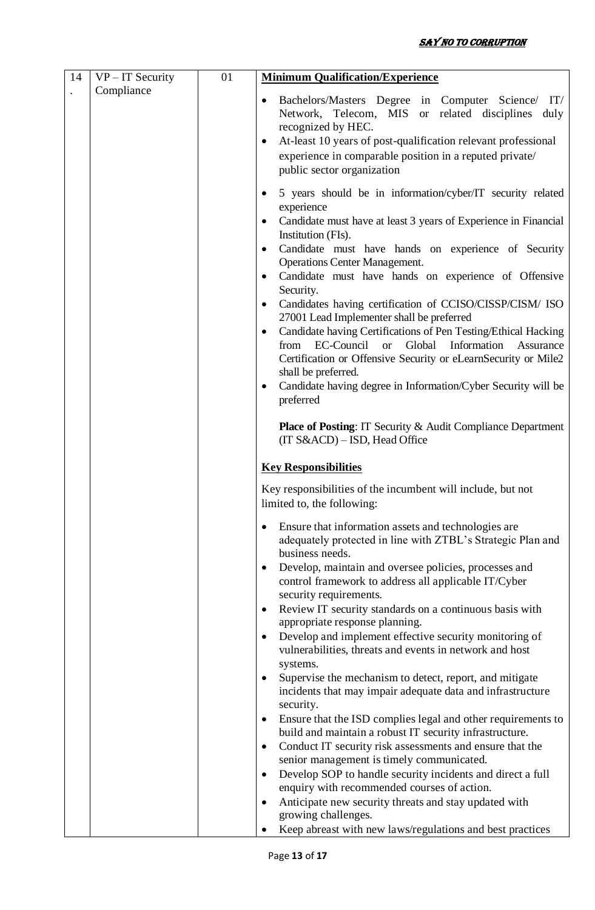***SAY NO TO CORRUPTION***

| 14. | VP – IT Security Compliance | 01 | **Minimum Qualification/Experience**<br><br>• Bachelors/Masters Degree in Computer Science/ IT/ Network, Telecom, MIS or related disciplines duly recognized by HEC.<br>• At-least 10 years of post-qualification relevant professional experience in comparable position in a reputed private/ public sector organization<br>• 5 years should be in information/cyber/IT security related experience<br>• Candidate must have at least 3 years of Experience in Financial Institution (FIs).<br>• Candidate must have hands on experience of Security Operations Center Management.<br>• Candidate must have hands on experience of Offensive Security.<br>• Candidates having certification of CCISO/CISSP/CISM/ ISO 27001 Lead Implementer shall be preferred<br>• Candidate having Certifications of Pen Testing/Ethical Hacking from EC-Council or Global Information Assurance Certification or Offensive Security or eLearnSecurity or Mile2 shall be preferred.<br>• Candidate having degree in Information/Cyber Security will be preferred<br><br>**Place of Posting**: IT Security & Audit Compliance Department (IT S&ACD) – ISD, Head Office<br><br>**Key Responsibilities**<br><br>Key responsibilities of the incumbent will include, but not limited to, the following:<br><br>• Ensure that information assets and technologies are adequately protected in line with ZTBL's Strategic Plan and business needs.<br>• Develop, maintain and oversee policies, processes and control framework to address all applicable IT/Cyber security requirements.<br>• Review IT security standards on a continuous basis with appropriate response planning.<br>• Develop and implement effective security monitoring of vulnerabilities, threats and events in network and host systems.<br>• Supervise the mechanism to detect, report, and mitigate incidents that may impair adequate data and infrastructure security.<br>• Ensure that the ISD complies legal and other requirements to build and maintain a robust IT security infrastructure.<br>• Conduct IT security risk assessments and ensure that the senior management is timely communicated.<br>• Develop SOP to handle security incidents and direct a full enquiry with recommended courses of action.<br>• Anticipate new security threats and stay updated with growing challenges.<br>• Keep abreast with new laws/regulations and best practices |
|---|---|---|---|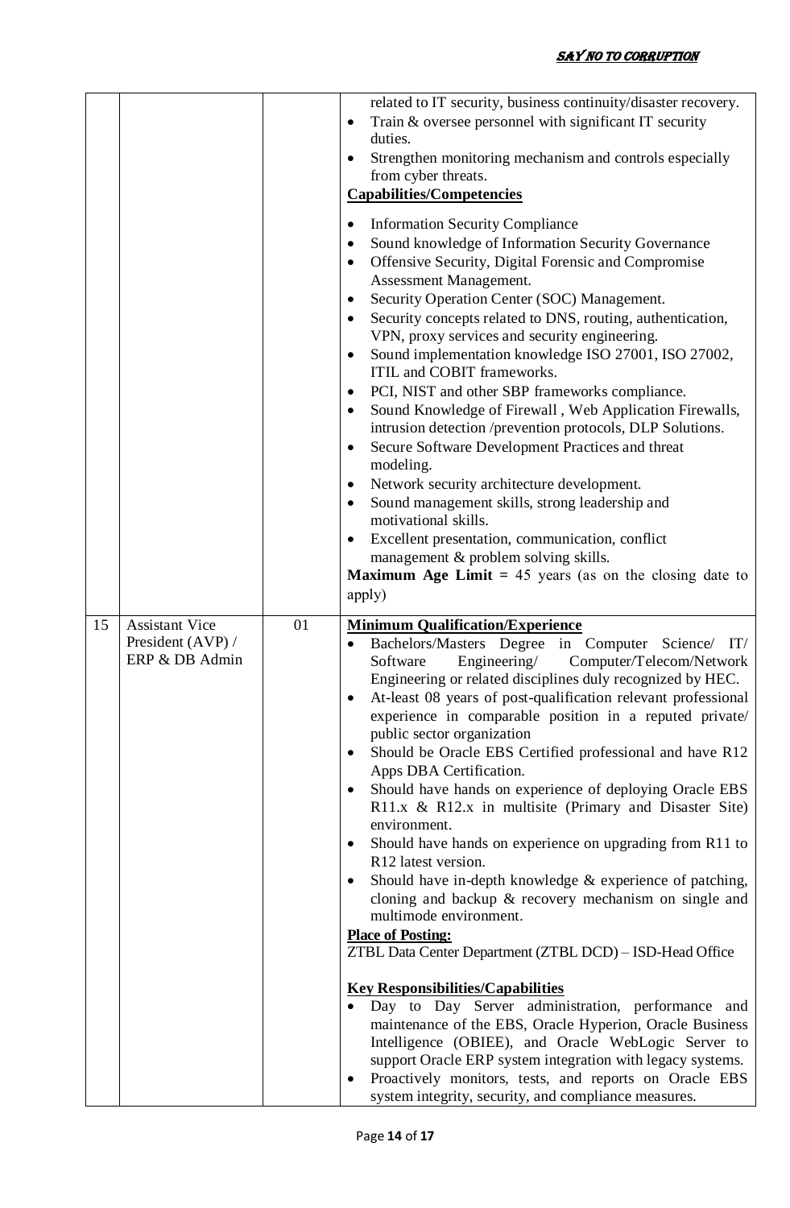| | | | |
|---|---|---|---|
| | | | related to IT security, business continuity/disaster recovery.<br>• Train & oversee personnel with significant IT security duties.<br>• Strengthen monitoring mechanism and controls especially from cyber threats.<br>**Capabilities/Competencies**<br>• Information Security Compliance<br>• Sound knowledge of Information Security Governance<br>• Offensive Security, Digital Forensic and Compromise Assessment Management.<br>• Security Operation Center (SOC) Management.<br>• Security concepts related to DNS, routing, authentication, VPN, proxy services and security engineering.<br>• Sound implementation knowledge ISO 27001, ISO 27002, ITIL and COBIT frameworks.<br>• PCI, NIST and other SBP frameworks compliance.<br>• Sound Knowledge of Firewall , Web Application Firewalls, intrusion detection /prevention protocols, DLP Solutions.<br>• Secure Software Development Practices and threat modeling.<br>• Network security architecture development.<br>• Sound management skills, strong leadership and motivational skills.<br>• Excellent presentation, communication, conflict management & problem solving skills.<br>**Maximum Age Limit =** 45 years (as on the closing date to apply) |
| 15 | Assistant Vice President (AVP) / ERP & DB Admin | 01 | **Minimum Qualification/Experience**<br>• Bachelors/Masters Degree in Computer Science/ IT/ Software Engineering/ Computer/Telecom/Network Engineering or related disciplines duly recognized by HEC.<br>• At-least 08 years of post-qualification relevant professional experience in comparable position in a reputed private/ public sector organization<br>• Should be Oracle EBS Certified professional and have R12 Apps DBA Certification.<br>• Should have hands on experience of deploying Oracle EBS R11.x & R12.x in multisite (Primary and Disaster Site) environment.<br>• Should have hands on experience on upgrading from R11 to R12 latest version.<br>• Should have in-depth knowledge & experience of patching, cloning and backup & recovery mechanism on single and multimode environment.<br>**Place of Posting:**<br>ZTBL Data Center Department (ZTBL DCD) – ISD-Head Office<br><br>**Key Responsibilities/Capabilities**<br>• Day to Day Server administration, performance and maintenance of the EBS, Oracle Hyperion, Oracle Business Intelligence (OBIEE), and Oracle WebLogic Server to support Oracle ERP system integration with legacy systems.<br>• Proactively monitors, tests, and reports on Oracle EBS system integrity, security, and compliance measures. |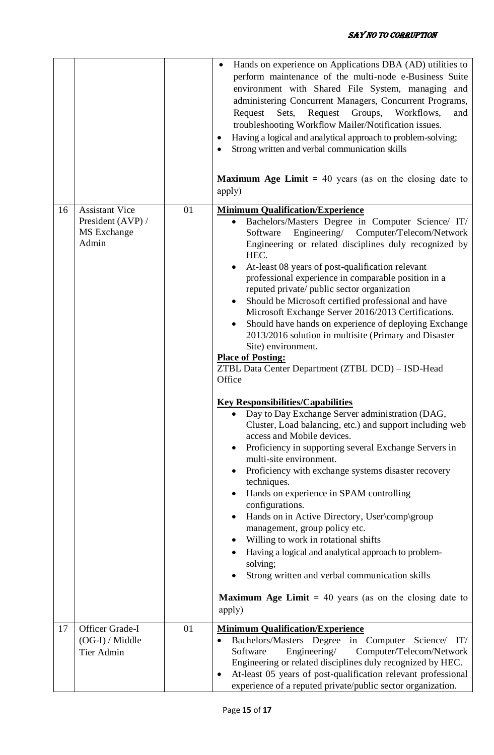| | | | |
|---|---|---|---|
| | | | • Hands on experience on Applications DBA (AD) utilities to perform maintenance of the multi-node e-Business Suite environment with Shared File System, managing and administering Concurrent Managers, Concurrent Programs, Request Sets, Request Groups, Workflows, and troubleshooting Workflow Mailer/Notification issues.<br>• Having a logical and analytical approach to problem-solving;<br>• Strong written and verbal communication skills<br><br>**Maximum Age Limit =** 40 years (as on the closing date to apply) |
| 16 | Assistant Vice President (AVP) / MS Exchange Admin | 01 | **Minimum Qualification/Experience**<br>• Bachelors/Masters Degree in Computer Science/ IT/ Software Engineering/ Computer/Telecom/Network Engineering or related disciplines duly recognized by HEC.<br>• At-least 08 years of post-qualification relevant professional experience in comparable position in a reputed private/ public sector organization<br>• Should be Microsoft certified professional and have Microsoft Exchange Server 2016/2013 Certifications.<br>• Should have hands on experience of deploying Exchange 2013/2016 solution in multisite (Primary and Disaster Site) environment.<br>**Place of Posting:**<br>ZTBL Data Center Department (ZTBL DCD) – ISD-Head Office<br><br>**Key Responsibilities/Capabilities**<br>• Day to Day Exchange Server administration (DAG, Cluster, Load balancing, etc.) and support including web access and Mobile devices.<br>• Proficiency in supporting several Exchange Servers in multi-site environment.<br>• Proficiency with exchange systems disaster recovery techniques.<br>• Hands on experience in SPAM controlling configurations.<br>• Hands on in Active Directory, User\comp\group management, group policy etc.<br>• Willing to work in rotational shifts<br>• Having a logical and analytical approach to problem-solving;<br>• Strong written and verbal communication skills<br><br>**Maximum Age Limit =** 40 years (as on the closing date to apply) |
| 17 | Officer Grade-I (OG-I) / Middle Tier Admin | 01 | **Minimum Qualification/Experience**<br>• Bachelors/Masters Degree in Computer Science/ IT/ Software Engineering/ Computer/Telecom/Network Engineering or related disciplines duly recognized by HEC.<br>• At-least 05 years of post-qualification relevant professional experience of a reputed private/public sector organization. |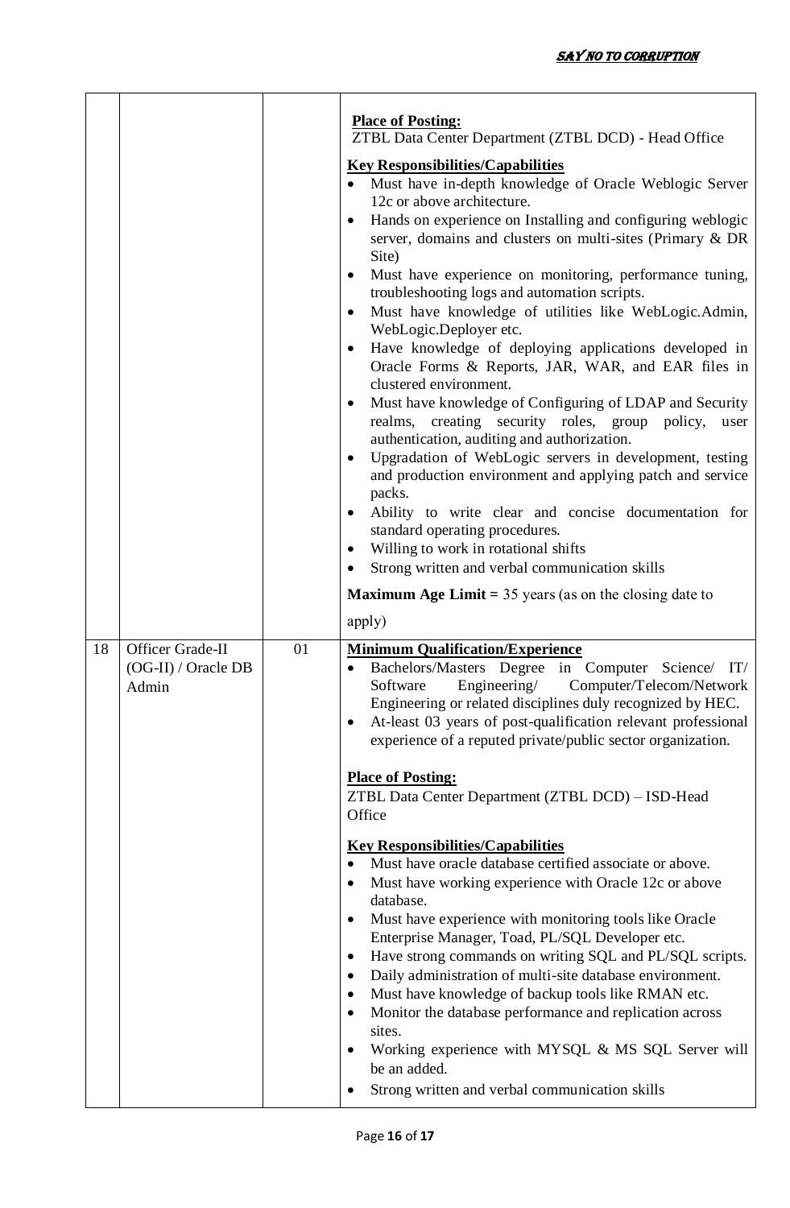| | | | |
|---|---|---|---|
| | | | **Place of Posting:**<br>ZTBL Data Center Department (ZTBL DCD) - Head Office<br><br>**Key Responsibilities/Capabilities**<br>• Must have in-depth knowledge of Oracle Weblogic Server 12c or above architecture.<br>• Hands on experience on Installing and configuring weblogic server, domains and clusters on multi-sites (Primary & DR Site)<br>• Must have experience on monitoring, performance tuning, troubleshooting logs and automation scripts.<br>• Must have knowledge of utilities like WebLogic.Admin, WebLogic.Deployer etc.<br>• Have knowledge of deploying applications developed in Oracle Forms & Reports, JAR, WAR, and EAR files in clustered environment.<br>• Must have knowledge of Configuring of LDAP and Security realms, creating security roles, group policy, user authentication, auditing and authorization.<br>• Upgradation of WebLogic servers in development, testing and production environment and applying patch and service packs.<br>• Ability to write clear and concise documentation for standard operating procedures.<br>• Willing to work in rotational shifts<br>• Strong written and verbal communication skills<br><br>**Maximum Age Limit =** 35 years (as on the closing date to apply) |
| 18 | Officer Grade-II (OG-II) / Oracle DB Admin | 01 | **Minimum Qualification/Experience**<br>• Bachelors/Masters Degree in Computer Science/ IT/ Software Engineering/ Computer/Telecom/Network Engineering or related disciplines duly recognized by HEC.<br>• At-least 03 years of post-qualification relevant professional experience of a reputed private/public sector organization.<br><br>**Place of Posting:**<br>ZTBL Data Center Department (ZTBL DCD) – ISD-Head Office<br><br>**Key Responsibilities/Capabilities**<br>• Must have oracle database certified associate or above.<br>• Must have working experience with Oracle 12c or above database.<br>• Must have experience with monitoring tools like Oracle Enterprise Manager, Toad, PL/SQL Developer etc.<br>• Have strong commands on writing SQL and PL/SQL scripts.<br>• Daily administration of multi-site database environment.<br>• Must have knowledge of backup tools like RMAN etc.<br>• Monitor the database performance and replication across sites.<br>• Working experience with MYSQL & MS SQL Server will be an added.<br>• Strong written and verbal communication skills |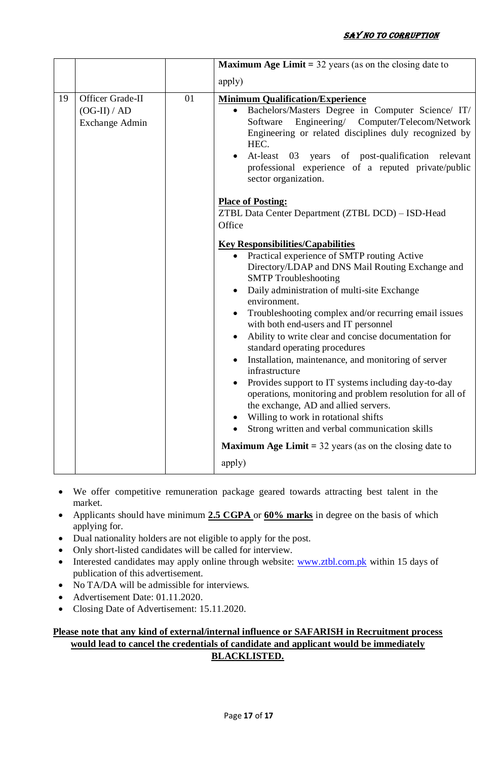***SAY NO TO CORRUPTION***

| | | | |
|---|---|---|---|
| | | | **Maximum Age Limit =** 32 years (as on the closing date to apply) |
| 19 | Officer Grade-II (OG-II) / AD Exchange Admin | 01 | **<u>Minimum Qualification/Experience</u>**<br>• Bachelors/Masters Degree in Computer Science/ IT/ Software Engineering/ Computer/Telecom/Network Engineering or related disciplines duly recognized by HEC.<br>• At-least 03 years of post-qualification relevant professional experience of a reputed private/public sector organization.<br><br>**<u>Place of Posting:</u>**<br>ZTBL Data Center Department (ZTBL DCD) – ISD-Head Office<br><br>**<u>Key Responsibilities/Capabilities</u>**<br>• Practical experience of SMTP routing Active Directory/LDAP and DNS Mail Routing Exchange and SMTP Troubleshooting<br>• Daily administration of multi-site Exchange environment.<br>• Troubleshooting complex and/or recurring email issues with both end-users and IT personnel<br>• Ability to write clear and concise documentation for standard operating procedures<br>• Installation, maintenance, and monitoring of server infrastructure<br>• Provides support to IT systems including day-to-day operations, monitoring and problem resolution for all of the exchange, AD and allied servers.<br>• Willing to work in rotational shifts<br>• Strong written and verbal communication skills<br><br>**Maximum Age Limit =** 32 years (as on the closing date to apply) |

- We offer competitive remuneration package geared towards attracting best talent in the market.
- Applicants should have minimum **<u>2.5 CGPA</u>** or **<u>60% marks</u>** in degree on the basis of which applying for.
- Dual nationality holders are not eligible to apply for the post.
- Only short-listed candidates will be called for interview.
- Interested candidates may apply online through website: www.ztbl.com.pk within 15 days of publication of this advertisement.
- No TA/DA will be admissible for interviews.
- Advertisement Date: 01.11.2020.
- Closing Date of Advertisement: 15.11.2020.

**<u>Please note that any kind of external/internal influence or SAFARISH in Recruitment process would lead to cancel the credentials of candidate and applicant would be immediately BLACKLISTED.</u>**